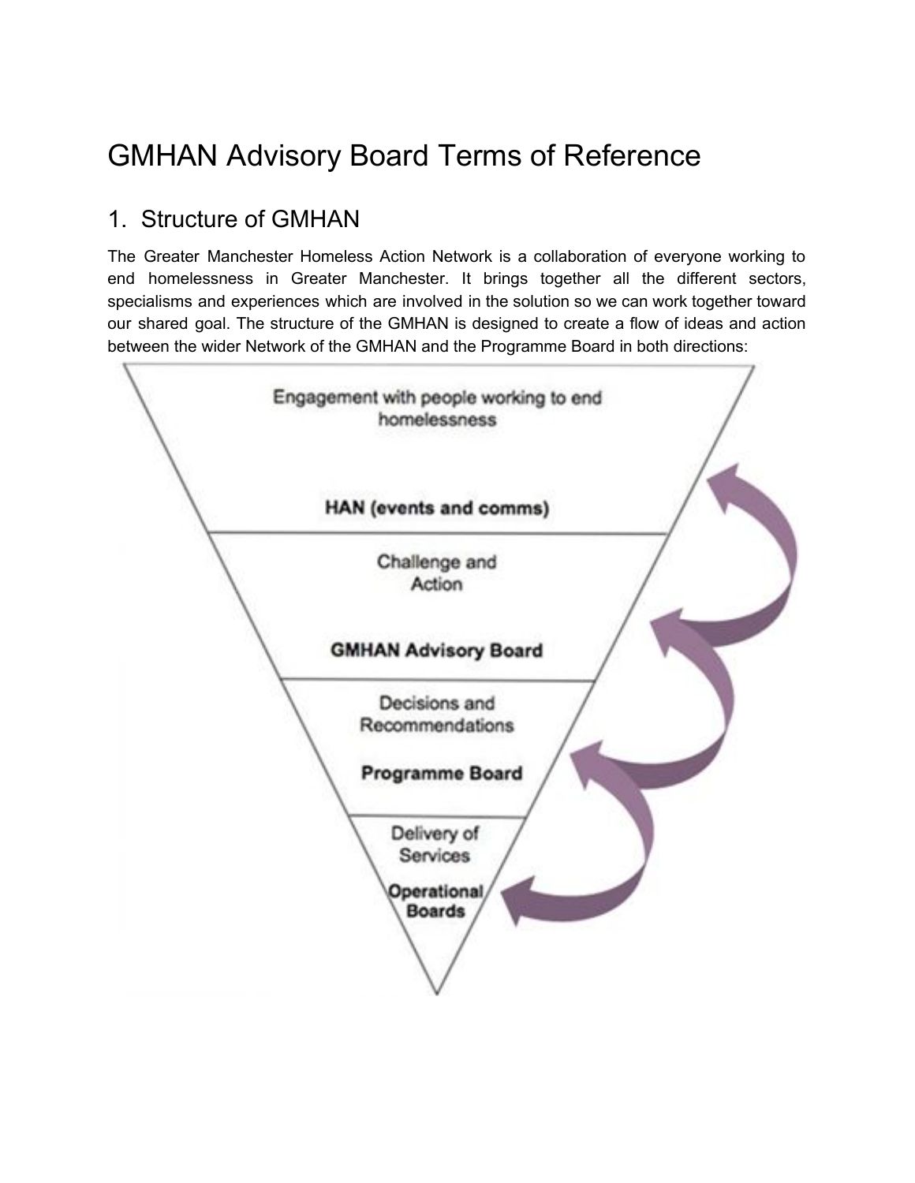# GMHAN Advisory Board Terms of Reference

## 1. Structure of GMHAN

The Greater Manchester Homeless Action Network is a collaboration of everyone working to end homelessness in Greater Manchester. It brings together all the different sectors, specialisms and experiences which are involved in the solution so we can work together toward our shared goal. The structure of the GMHAN is designed to create a flow of ideas and action between the wider Network of the GMHAN and the Programme Board in both directions:

Engagement with people working to end homelessness

**HAN (events and comms)**

Challenge and Action

**GMHAN Advisory Board**

Decisions and Recommendations

**Programme Board**

Delivery of Services

**Operational Boards**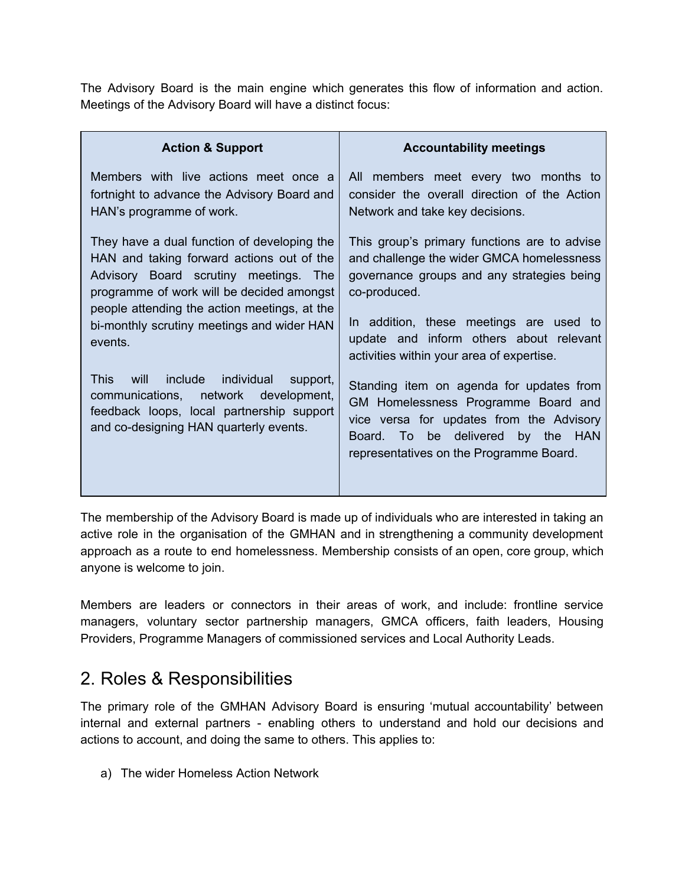The Advisory Board is the main engine which generates this flow of information and action. Meetings of the Advisory Board will have a distinct focus:

| Action & Support | Accountability meetings |
| --- | --- |
| Members with live actions meet once a fortnight to advance the Advisory Board and HAN's programme of work.<br><br>They have a dual function of developing the HAN and taking forward actions out of the Advisory Board scrutiny meetings. The programme of work will be decided amongst people attending the action meetings, at the bi-monthly scrutiny meetings and wider HAN events.<br><br>This will include individual support, communications, network development, feedback loops, local partnership support and co-designing HAN quarterly events. | All members meet every two months to consider the overall direction of the Action Network and take key decisions.<br><br>This group's primary functions are to advise and challenge the wider GMCA homelessness governance groups and any strategies being co-produced.<br><br>In addition, these meetings are used to update and inform others about relevant activities within your area of expertise.<br><br>Standing item on agenda for updates from GM Homelessness Programme Board and vice versa for updates from the Advisory Board. To be delivered by the HAN representatives on the Programme Board. |

The membership of the Advisory Board is made up of individuals who are interested in taking an active role in the organisation of the GMHAN and in strengthening a community development approach as a route to end homelessness. Membership consists of an open, core group, which anyone is welcome to join.

Members are leaders or connectors in their areas of work, and include: frontline service managers, voluntary sector partnership managers, GMCA officers, faith leaders, Housing Providers, Programme Managers of commissioned services and Local Authority Leads.

## 2. Roles & Responsibilities

The primary role of the GMHAN Advisory Board is ensuring 'mutual accountability' between internal and external partners - enabling others to understand and hold our decisions and actions to account, and doing the same to others. This applies to:

a) The wider Homeless Action Network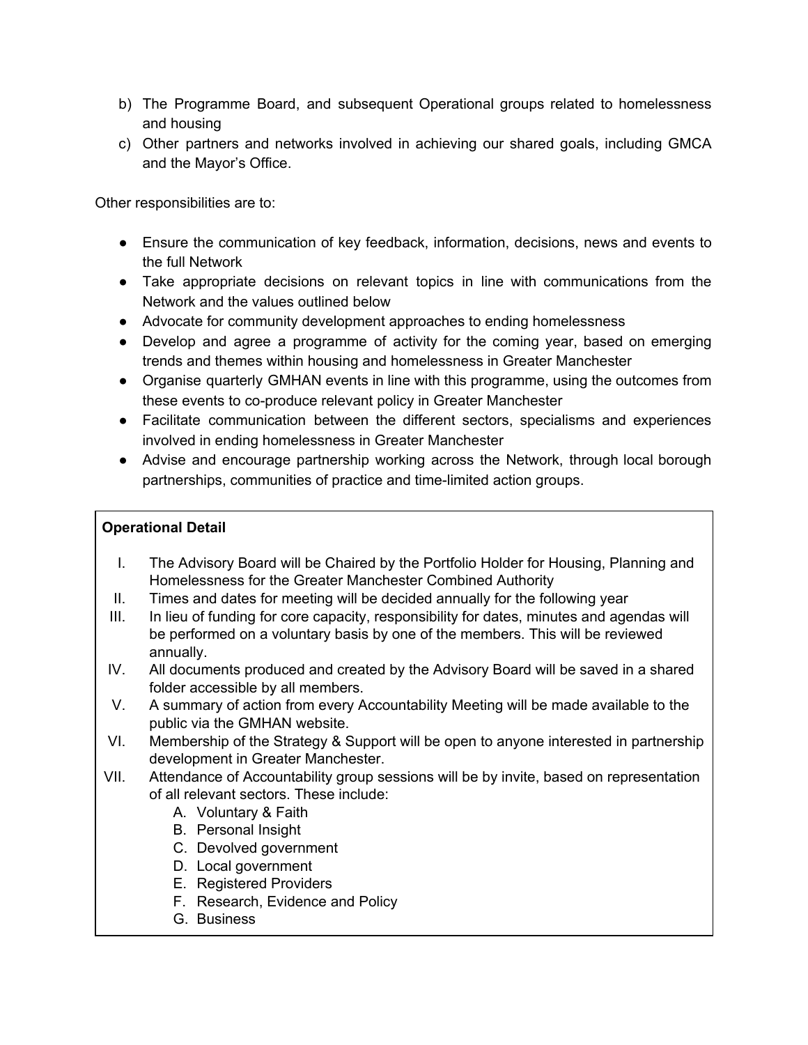b) The Programme Board, and subsequent Operational groups related to homelessness and housing
c) Other partners and networks involved in achieving our shared goals, including GMCA and the Mayor's Office.

Other responsibilities are to:

- Ensure the communication of key feedback, information, decisions, news and events to the full Network
- Take appropriate decisions on relevant topics in line with communications from the Network and the values outlined below
- Advocate for community development approaches to ending homelessness
- Develop and agree a programme of activity for the coming year, based on emerging trends and themes within housing and homelessness in Greater Manchester
- Organise quarterly GMHAN events in line with this programme, using the outcomes from these events to co-produce relevant policy in Greater Manchester
- Facilitate communication between the different sectors, specialisms and experiences involved in ending homelessness in Greater Manchester
- Advise and encourage partnership working across the Network, through local borough partnerships, communities of practice and time-limited action groups.

**Operational Detail**

I. The Advisory Board will be Chaired by the Portfolio Holder for Housing, Planning and Homelessness for the Greater Manchester Combined Authority
II. Times and dates for meeting will be decided annually for the following year
III. In lieu of funding for core capacity, responsibility for dates, minutes and agendas will be performed on a voluntary basis by one of the members. This will be reviewed annually.
IV. All documents produced and created by the Advisory Board will be saved in a shared folder accessible by all members.
V. A summary of action from every Accountability Meeting will be made available to the public via the GMHAN website.
VI. Membership of the Strategy & Support will be open to anyone interested in partnership development in Greater Manchester.
VII. Attendance of Accountability group sessions will be by invite, based on representation of all relevant sectors. These include:
    A. Voluntary & Faith
    B. Personal Insight
    C. Devolved government
    D. Local government
    E. Registered Providers
    F. Research, Evidence and Policy
    G. Business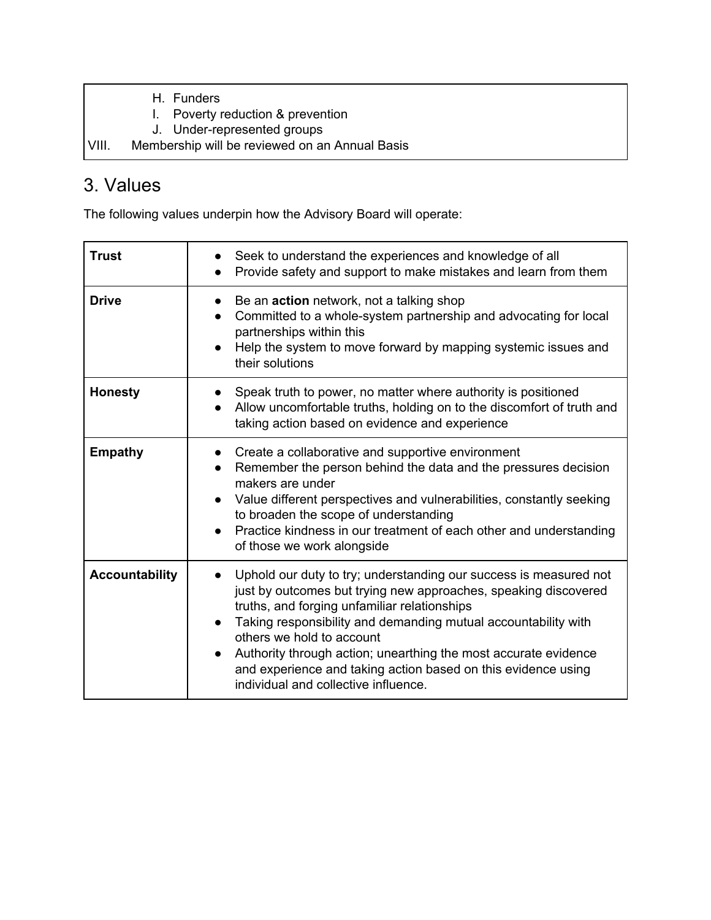H. Funders
I. Poverty reduction & prevention
J. Under-represented groups

VIII. Membership will be reviewed on an Annual Basis

## 3. Values

The following values underpin how the Advisory Board will operate:

| | |
|---|---|
| **Trust** | • Seek to understand the experiences and knowledge of all<br>• Provide safety and support to make mistakes and learn from them |
| **Drive** | • Be an **action** network, not a talking shop<br>• Committed to a whole-system partnership and advocating for local partnerships within this<br>• Help the system to move forward by mapping systemic issues and their solutions |
| **Honesty** | • Speak truth to power, no matter where authority is positioned<br>• Allow uncomfortable truths, holding on to the discomfort of truth and taking action based on evidence and experience |
| **Empathy** | • Create a collaborative and supportive environment<br>• Remember the person behind the data and the pressures decision makers are under<br>• Value different perspectives and vulnerabilities, constantly seeking to broaden the scope of understanding<br>• Practice kindness in our treatment of each other and understanding of those we work alongside |
| **Accountability** | • Uphold our duty to try; understanding our success is measured not just by outcomes but trying new approaches, speaking discovered truths, and forging unfamiliar relationships<br>• Taking responsibility and demanding mutual accountability with others we hold to account<br>• Authority through action; unearthing the most accurate evidence and experience and taking action based on this evidence using individual and collective influence. |